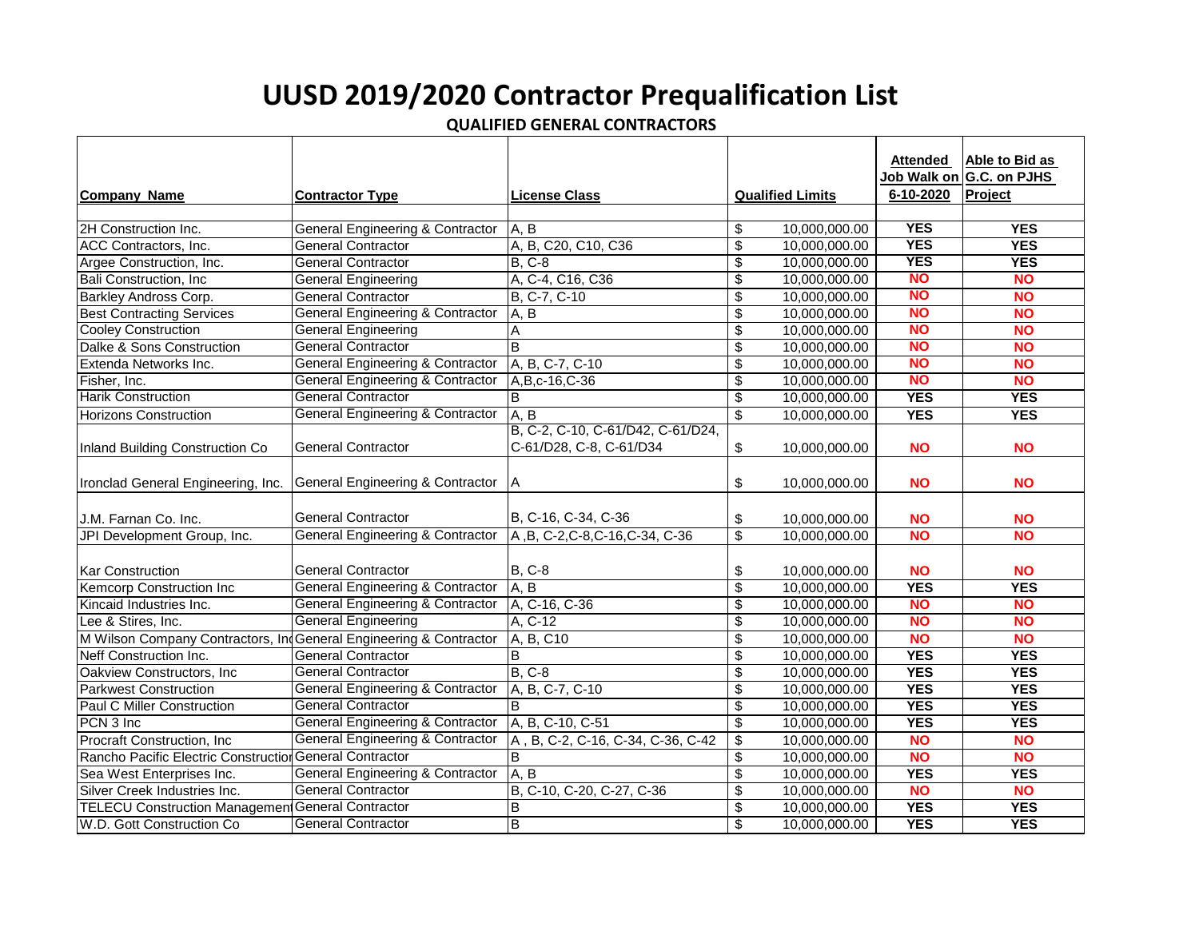# UUSD 2019/2020 Contractor Prequalification List

## QUALIFIED GENERAL CONTRACTORS

| Company Name | Contractor Type | License Class | Qualified Limits | Attended Job Walk on 6-10-2020 | Able to Bid as G.C. on PJHS Project |
|---|---|---|---|---|---|
| 2H Construction Inc. | General Engineering & Contractor | A, B | $ 10,000,000.00 | YES | YES |
| ACC Contractors, Inc. | General Contractor | A, B, C20, C10, C36 | $ 10,000,000.00 | YES | YES |
| Argee Construction, Inc. | General Contractor | B, C-8 | $ 10,000,000.00 | YES | YES |
| Bali Construction, Inc | General Engineering | A, C-4, C16, C36 | $ 10,000,000.00 | NO | NO |
| Barkley Andross Corp. | General Contractor | B, C-7, C-10 | $ 10,000,000.00 | NO | NO |
| Best Contracting Services | General Engineering & Contractor | A, B | $ 10,000,000.00 | NO | NO |
| Cooley Construction | General Engineering | A | $ 10,000,000.00 | NO | NO |
| Dalke & Sons Construction | General Contractor | B | $ 10,000,000.00 | NO | NO |
| Extenda Networks Inc. | General Engineering & Contractor | A, B, C-7, C-10 | $ 10,000,000.00 | NO | NO |
| Fisher, Inc. | General Engineering & Contractor | A,B,c-16,C-36 | $ 10,000,000.00 | NO | NO |
| Harik Construction | General Contractor | B | $ 10,000,000.00 | YES | YES |
| Horizons Construction | General Engineering & Contractor | A, B | $ 10,000,000.00 | YES | YES |
| Inland Building Construction Co | General Contractor | B, C-2, C-10, C-61/D42, C-61/D24, C-61/D28, C-8, C-61/D34 | $ 10,000,000.00 | NO | NO |
| Ironclad General Engineering, Inc. | General Engineering & Contractor | A | $ 10,000,000.00 | NO | NO |
| J.M. Farnan Co. Inc. | General Contractor | B, C-16, C-34, C-36 | $ 10,000,000.00 | NO | NO |
| JPI Development Group, Inc. | General Engineering & Contractor | A ,B, C-2,C-8,C-16,C-34, C-36 | $ 10,000,000.00 | NO | NO |
| Kar Construction | General Contractor | B, C-8 | $ 10,000,000.00 | NO | NO |
| Kemcorp Construction Inc | General Engineering & Contractor | A, B | $ 10,000,000.00 | YES | YES |
| Kincaid Industries Inc. | General Engineering & Contractor | A, C-16, C-36 | $ 10,000,000.00 | NO | NO |
| Lee & Stires, Inc. | General Engineering | A, C-12 | $ 10,000,000.00 | NO | NO |
| M Wilson Company Contractors, Inc | General Engineering & Contractor | A, B, C10 | $ 10,000,000.00 | NO | NO |
| Neff Construction Inc. | General Contractor | B | $ 10,000,000.00 | YES | YES |
| Oakview Constructors, Inc | General Contractor | B, C-8 | $ 10,000,000.00 | YES | YES |
| Parkwest Construction | General Engineering & Contractor | A, B, C-7, C-10 | $ 10,000,000.00 | YES | YES |
| Paul C Miller Construction | General Contractor | B | $ 10,000,000.00 | YES | YES |
| PCN 3 Inc | General Engineering & Contractor | A, B, C-10, C-51 | $ 10,000,000.00 | YES | YES |
| Procraft Construction, Inc | General Engineering & Contractor | A , B, C-2, C-16, C-34, C-36, C-42 | $ 10,000,000.00 | NO | NO |
| Rancho Pacific Electric Construction | General Contractor | B | $ 10,000,000.00 | NO | NO |
| Sea West Enterprises Inc. | General Engineering & Contractor | A, B | $ 10,000,000.00 | YES | YES |
| Silver Creek Industries Inc. | General Contractor | B, C-10, C-20, C-27, C-36 | $ 10,000,000.00 | NO | NO |
| TELECU Construction Management | General Contractor | B | $ 10,000,000.00 | YES | YES |
| W.D. Gott Construction Co | General Contractor | B | $ 10,000,000.00 | YES | YES |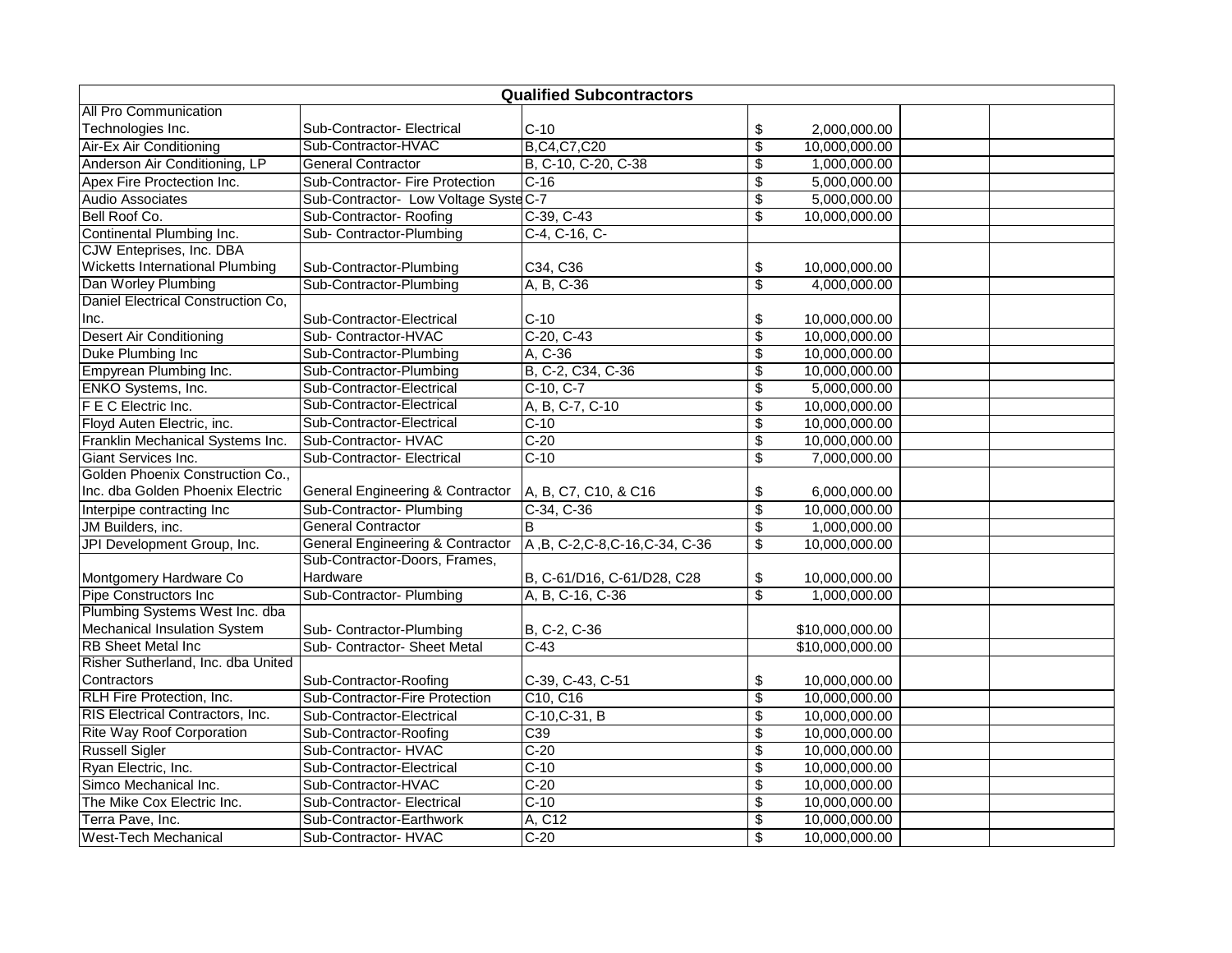| Qualified Subcontractors | | | | | |
|---|---|---|---|---|---|
| All Pro Communication Technologies Inc. | Sub-Contractor- Electrical | C-10 | $ 2,000,000.00 | | |
| Air-Ex Air Conditioning | Sub-Contractor-HVAC | B,C4,C7,C20 | $ 10,000,000.00 | | |
| Anderson Air Conditioning, LP | General Contractor | B, C-10, C-20, C-38 | $ 1,000,000.00 | | |
| Apex Fire Proctection Inc. | Sub-Contractor- Fire Protection | C-16 | $ 5,000,000.00 | | |
| Audio Associates | Sub-Contractor- Low Voltage Syste | C-7 | $ 5,000,000.00 | | |
| Bell Roof Co. | Sub-Contractor- Roofing | C-39, C-43 | $ 10,000,000.00 | | |
| Continental Plumbing Inc. | Sub- Contractor-Plumbing | C-4, C-16, C- | | | |
| CJW Enteprises, Inc. DBA Wicketts International Plumbing | Sub-Contractor-Plumbing | C34, C36 | $ 10,000,000.00 | | |
| Dan Worley Plumbing | Sub-Contractor-Plumbing | A, B, C-36 | $ 4,000,000.00 | | |
| Daniel Electrical Construction Co, Inc. | Sub-Contractor-Electrical | C-10 | $ 10,000,000.00 | | |
| Desert Air Conditioning | Sub- Contractor-HVAC | C-20, C-43 | $ 10,000,000.00 | | |
| Duke Plumbing Inc | Sub-Contractor-Plumbing | A, C-36 | $ 10,000,000.00 | | |
| Empyrean Plumbing Inc. | Sub-Contractor-Plumbing | B, C-2, C34, C-36 | $ 10,000,000.00 | | |
| ENKO Systems, Inc. | Sub-Contractor-Electrical | C-10, C-7 | $ 5,000,000.00 | | |
| F E C Electric Inc. | Sub-Contractor-Electrical | A, B, C-7, C-10 | $ 10,000,000.00 | | |
| Floyd Auten Electric, inc. | Sub-Contractor-Electrical | C-10 | $ 10,000,000.00 | | |
| Franklin Mechanical Systems Inc. | Sub-Contractor- HVAC | C-20 | $ 10,000,000.00 | | |
| Giant Services Inc. | Sub-Contractor- Electrical | C-10 | $ 7,000,000.00 | | |
| Golden Phoenix Construction Co., Inc. dba Golden Phoenix Electric | General Engineering & Contractor | A, B, C7, C10, & C16 | $ 6,000,000.00 | | |
| Interpipe contracting Inc | Sub-Contractor- Plumbing | C-34, C-36 | $ 10,000,000.00 | | |
| JM Builders, inc. | General Contractor | B | $ 1,000,000.00 | | |
| JPI Development Group, Inc. | General Engineering & Contractor | A ,B, C-2,C-8,C-16,C-34, C-36 | $ 10,000,000.00 | | |
| Montgomery Hardware Co | Sub-Contractor-Doors, Frames, Hardware | B, C-61/D16, C-61/D28, C28 | $ 10,000,000.00 | | |
| Pipe Constructors Inc | Sub-Contractor- Plumbing | A, B, C-16, C-36 | $ 1,000,000.00 | | |
| Plumbing Systems West Inc. dba Mechanical Insulation System | Sub- Contractor-Plumbing | B, C-2, C-36 | $10,000,000.00 | | |
| RB Sheet Metal Inc | Sub- Contractor- Sheet Metal | C-43 | $10,000,000.00 | | |
| Risher Sutherland, Inc. dba United Contractors | Sub-Contractor-Roofing | C-39, C-43, C-51 | $ 10,000,000.00 | | |
| RLH Fire Protection, Inc. | Sub-Contractor-Fire Protection | C10, C16 | $ 10,000,000.00 | | |
| RIS Electrical Contractors, Inc. | Sub-Contractor-Electrical | C-10,C-31, B | $ 10,000,000.00 | | |
| Rite Way Roof Corporation | Sub-Contractor-Roofing | C39 | $ 10,000,000.00 | | |
| Russell Sigler | Sub-Contractor- HVAC | C-20 | $ 10,000,000.00 | | |
| Ryan Electric, Inc. | Sub-Contractor-Electrical | C-10 | $ 10,000,000.00 | | |
| Simco Mechanical Inc. | Sub-Contractor-HVAC | C-20 | $ 10,000,000.00 | | |
| The Mike Cox Electric Inc. | Sub-Contractor- Electrical | C-10 | $ 10,000,000.00 | | |
| Terra Pave, Inc. | Sub-Contractor-Earthwork | A, C12 | $ 10,000,000.00 | | |
| West-Tech Mechanical | Sub-Contractor- HVAC | C-20 | $ 10,000,000.00 | | |